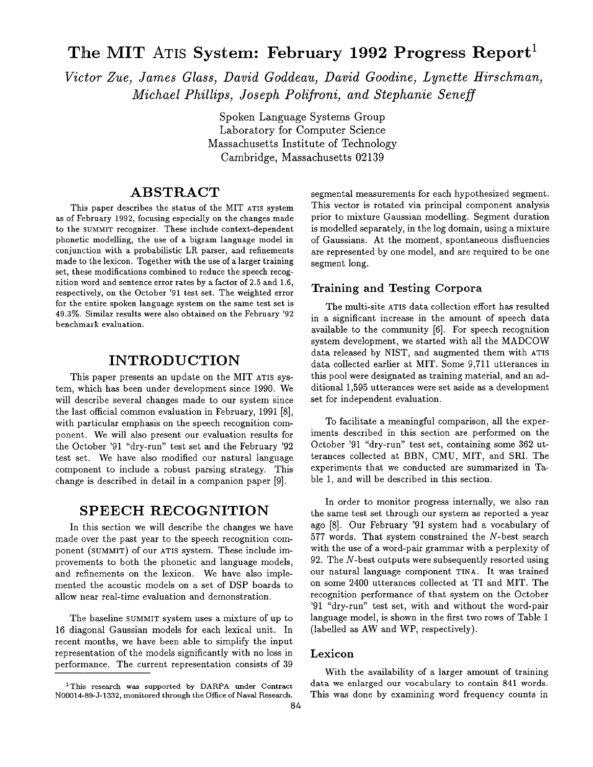# The MIT ATIS System: February 1992 Progress Report[1]

*Victor Zue, James Glass, David Goddeau, David Goodine, Lynette Hirschman, Michael Phillips, Joseph Polifroni, and Stephanie Seneff*

Spoken Language Systems Group
Laboratory for Computer Science
Massachusetts Institute of Technology
Cambridge, Massachusetts 02139

## ABSTRACT

This paper describes the status of the MIT ATIS system as of February 1992, focusing especially on the changes made to the SUMMIT recognizer. These include context-dependent phonetic modelling, the use of a bigram language model in conjunction with a probabilistic LR parser, and refinements made to the lexicon. Together with the use of a larger training set, these modifications combined to reduce the speech recognition word and sentence error rates by a factor of 2.5 and 1.6, respectively, on the October '91 test set. The weighted error for the entire spoken language system on the same test set is 49.3%. Similar results were also obtained on the February '92 benchmark evaluation.

## INTRODUCTION

This paper presents an update on the MIT ATIS system, which has been under development since 1990. We will describe several changes made to our system since the last official common evaluation in February, 1991 [8], with particular emphasis on the speech recognition component. We will also present our evaluation results for the October '91 "dry-run" test set and the February '92 test set. We have also modified our natural language component to include a robust parsing strategy. This change is described in detail in a companion paper [9].

## SPEECH RECOGNITION

In this section we will describe the changes we have made over the past year to the speech recognition component (SUMMIT) of our ATIS system. These include improvements to both the phonetic and language models, and refinements on the lexicon. We have also implemented the acoustic models on a set of DSP boards to allow near real-time evaluation and demonstration.

The baseline SUMMIT system uses a mixture of up to 16 diagonal Gaussian models for each lexical unit. In recent months, we have been able to simplify the input representation of the models significantly with no loss in performance. The current representation consists of 39 segmental measurements for each hypothesized segment. This vector is rotated via principal component analysis prior to mixture Gaussian modelling. Segment duration is modelled separately, in the log domain, using a mixture of Gaussians. At the moment, spontaneous disfluencies are represented by one model, and are required to be one segment long.

### Training and Testing Corpora

The multi-site ATIS data collection effort has resulted in a significant increase in the amount of speech data available to the community [6]. For speech recognition system development, we started with all the MADCOW data released by NIST, and augmented them with ATIS data collected earlier at MIT. Some 9,711 utterances in this pool were designated as training material, and an additional 1,595 utterances were set aside as a development set for independent evaluation.

To facilitate a meaningful comparison, all the experiments described in this section are performed on the October '91 "dry-run" test set, containing some 362 utterances collected at BBN, CMU, MIT, and SRI. The experiments that we conducted are summarized in Table 1, and will be described in this section.

In order to monitor progress internally, we also ran the same test set through our system as reported a year ago [8]. Our February '91 system had a vocabulary of 577 words. That system constrained the $N$-best search with the use of a word-pair grammar with a perplexity of 92. The $N$-best outputs were subsequently resorted using our natural language component TINA. It was trained on some 2400 utterances collected at TI and MIT. The recognition performance of that system on the October '91 "dry-run" test set, with and without the word-pair language model, is shown in the first two rows of Table 1 (labelled as AW and WP, respectively).

### Lexicon

With the availability of a larger amount of training data we enlarged our vocabulary to contain 841 words. This was done by examining word frequency counts in

[1] This research was supported by DARPA under Contract N00014-89-J-1332, monitored through the Office of Naval Research.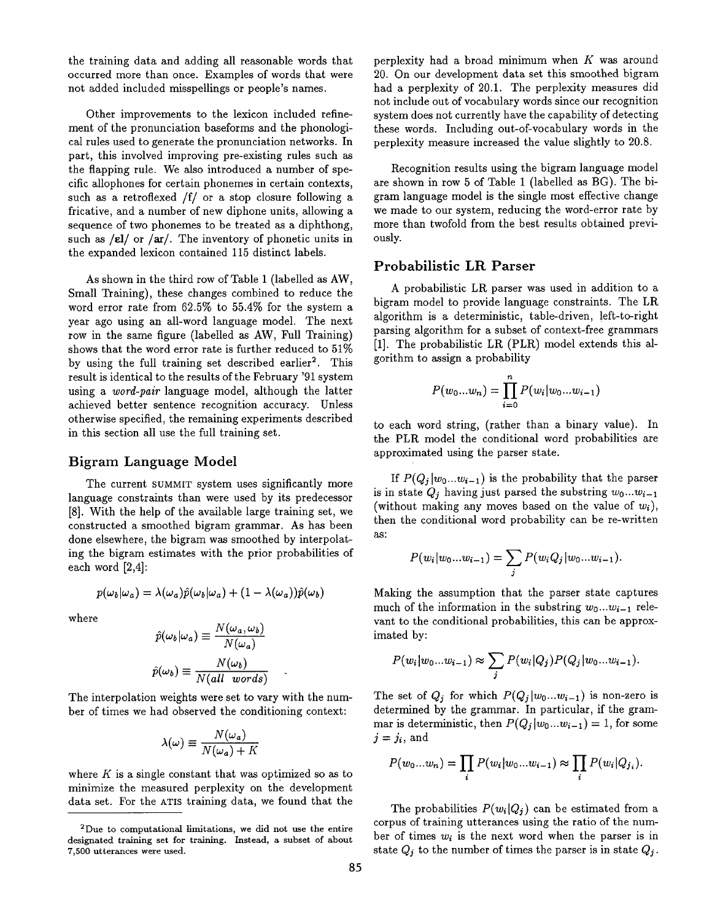the training data and adding all reasonable words that occurred more than once. Examples of words that were not added included misspellings or people's names.

Other improvements to the lexicon included refinement of the pronunciation baseforms and the phonological rules used to generate the pronunciation networks. In part, this involved improving pre-existing rules such as the flapping rule. We also introduced a number of specific allophones for certain phonemes in certain contexts, such as a retroflexed /f/ or a stop closure following a fricative, and a number of new diphone units, allowing a sequence of two phonemes to be treated as a diphthong, such as /ɛl/ or /ar/. The inventory of phonetic units in the expanded lexicon contained 115 distinct labels.

As shown in the third row of Table 1 (labelled as AW, Small Training), these changes combined to reduce the word error rate from 62.5% to 55.4% for the system a year ago using an all-word language model. The next row in the same figure (labelled as AW, Full Training) shows that the word error rate is further reduced to 51% by using the full training set described earlier[2]. This result is identical to the results of the February '91 system using a *word-pair* language model, although the latter achieved better sentence recognition accuracy. Unless otherwise specified, the remaining experiments described in this section all use the full training set.

## Bigram Language Model

The current SUMMIT system uses significantly more language constraints than were used by its predecessor [8]. With the help of the available large training set, we constructed a smoothed bigram grammar. As has been done elsewhere, the bigram was smoothed by interpolating the bigram estimates with the prior probabilities of each word [2,4]:

$$p(\omega_b|\omega_a) = \lambda(\omega_a)\hat{p}(\omega_b|\omega_a) + (1 - \lambda(\omega_a))\hat{p}(\omega_b)$$

where

$$\hat{p}(\omega_b|\omega_a) \equiv \frac{N(\omega_a, \omega_b)}{N(\omega_a)}$$

$$\hat{p}(\omega_b) \equiv \frac{N(\omega_b)}{N(all\ words)}$$

The interpolation weights were set to vary with the number of times we had observed the conditioning context:

$$\lambda(\omega) \equiv \frac{N(\omega_a)}{N(\omega_a) + K}$$

where $K$ is a single constant that was optimized so as to minimize the measured perplexity on the development data set. For the ATIS training data, we found that the perplexity had a broad minimum when $K$ was around 20. On our development data set this smoothed bigram had a perplexity of 20.1. The perplexity measures did not include out of vocabulary words since our recognition system does not currently have the capability of detecting these words. Including out-of-vocabulary words in the perplexity measure increased the value slightly to 20.8.

Recognition results using the bigram language model are shown in row 5 of Table 1 (labelled as BG). The bigram language model is the single most effective change we made to our system, reducing the word-error rate by more than twofold from the best results obtained previously.

## Probabilistic LR Parser

A probabilistic LR parser was used in addition to a bigram model to provide language constraints. The LR algorithm is a deterministic, table-driven, left-to-right parsing algorithm for a subset of context-free grammars [1]. The probabilistic LR (PLR) model extends this algorithm to assign a probability

$$P(w_0 ... w_n) = \prod_{i=0}^{n} P(w_i | w_0 ... w_{i-1})$$

to each word string, (rather than a binary value). In the PLR model the conditional word probabilities are approximated using the parser state.

If $P(Q_j|w_0...w_{i-1})$ is the probability that the parser is in state $Q_j$ having just parsed the substring $w_0...w_{i-1}$ (without making any moves based on the value of $w_i$), then the conditional word probability can be re-written as:

$$P(w_i|w_0...w_{i-1}) = \sum_j P(w_i Q_j|w_0...w_{i-1}).$$

Making the assumption that the parser state captures much of the information in the substring $w_0...w_{i-1}$ relevant to the conditional probabilities, this can be approximated by:

$$P(w_i|w_0...w_{i-1}) \approx \sum_j P(w_i|Q_j)P(Q_j|w_0...w_{i-1}).$$

The set of $Q_j$ for which $P(Q_j|w_0...w_{i-1})$ is non-zero is determined by the grammar. In particular, if the grammar is deterministic, then $P(Q_j|w_0...w_{i-1}) = 1$, for some $j = j_i$, and

$$P(w_0...w_n) = \prod_i P(w_i|w_0...w_{i-1}) \approx \prod_i P(w_i|Q_{j_i}).$$

The probabilities $P(w_i|Q_j)$ can be estimated from a corpus of training utterances using the ratio of the number of times $w_i$ is the next word when the parser is in state $Q_j$ to the number of times the parser is in state $Q_j$.

[2] Due to computational limitations, we did not use the entire designated training set for training. Instead, a subset of about 7,500 utterances were used.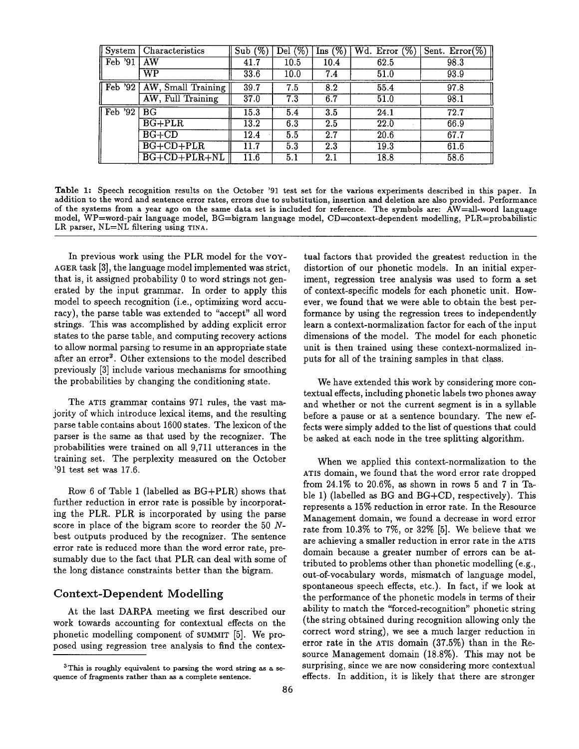| System | Characteristics | Sub (%) | Del (%) | Ins (%) | Wd. Error (%) | Sent. Error(%) |
|---|---|---|---|---|---|---|
| Feb '91 | AW | 41.7 | 10.5 | 10.4 | 62.5 | 98.3 |
| | WP | 33.6 | 10.0 | 7.4 | 51.0 | 93.9 |
| Feb '92 | AW, Small Training | 39.7 | 7.5 | 8.2 | 55.4 | 97.8 |
| | AW, Full Training | 37.0 | 7.3 | 6.7 | 51.0 | 98.1 |
| Feb '92 | BG | 15.3 | 5.4 | 3.5 | 24.1 | 72.7 |
| | BG+PLR | 13.2 | 6.3 | 2.5 | 22.0 | 66.9 |
| | BG+CD | 12.4 | 5.5 | 2.7 | 20.6 | 67.7 |
| | BG+CD+PLR | 11.7 | 5.3 | 2.3 | 19.3 | 61.6 |
| | BG+CD+PLR+NL | 11.6 | 5.1 | 2.1 | 18.8 | 58.6 |

**Table 1:** Speech recognition results on the October '91 test set for the various experiments described in this paper. In addition to the word and sentence error rates, errors due to substitution, insertion and deletion are also provided. Performance of the systems from a year ago on the same data set is included for reference. The symbols are: AW=all-word language model, WP=word-pair language model, BG=bigram language model, CD=context-dependent modelling, PLR=probabilistic LR parser, NL=NL filtering using TINA.

In previous work using the PLR model for the VOYAGER task [3], the language model implemented was strict, that is, it assigned probability 0 to word strings not generated by the input grammar. In order to apply this model to speech recognition (i.e., optimizing word accuracy), the parse table was extended to "accept" all word strings. This was accomplished by adding explicit error states to the parse table, and computing recovery actions to allow normal parsing to resume in an appropriate state after an error[3]. Other extensions to the model described previously [3] include various mechanisms for smoothing the probabilities by changing the conditioning state.

The ATIS grammar contains 971 rules, the vast majority of which introduce lexical items, and the resulting parse table contains about 1600 states. The lexicon of the parser is the same as that used by the recognizer. The probabilities were trained on all 9,711 utterances in the training set. The perplexity measured on the October '91 test set was 17.6.

Row 6 of Table 1 (labelled as BG+PLR) shows that further reduction in error rate is possible by incorporating the PLR. PLR is incorporated by using the parse score in place of the bigram score to reorder the 50 $N$-best outputs produced by the recognizer. The sentence error rate is reduced more than the word error rate, presumably due to the fact that PLR can deal with some of the long distance constraints better than the bigram.

## Context-Dependent Modelling

At the last DARPA meeting we first described our work towards accounting for contextual effects on the phonetic modelling component of SUMMIT [5]. We proposed using regression tree analysis to find the contextual factors that provided the greatest reduction in the distortion of our phonetic models. In an initial experiment, regression tree analysis was used to form a set of context-specific models for each phonetic unit. However, we found that we were able to obtain the best performance by using the regression trees to independently learn a context-normalization factor for each of the input dimensions of the model. The model for each phonetic unit is then trained using these context-normalized inputs for all of the training samples in that class.

We have extended this work by considering more contextual effects, including phonetic labels two phones away and whether or not the current segment is in a syllable before a pause or at a sentence boundary. The new effects were simply added to the list of questions that could be asked at each node in the tree splitting algorithm.

When we applied this context-normalization to the ATIS domain, we found that the word error rate dropped from 24.1% to 20.6%, as shown in rows 5 and 7 in Table 1) (labelled as BG and BG+CD, respectively). This represents a 15% reduction in error rate. In the Resource Management domain, we found a decrease in word error rate from 10.3% to 7%, or 32% [5]. We believe that we are achieving a smaller reduction in error rate in the ATIS domain because a greater number of errors can be attributed to problems other than phonetic modelling (e.g., out-of-vocabulary words, mismatch of language model, spontaneous speech effects, etc.). In fact, if we look at the performance of the phonetic models in terms of their ability to match the "forced-recognition" phonetic string (the string obtained during recognition allowing only the correct word string), we see a much larger reduction in error rate in the ATIS domain (37.5%) than in the Resource Management domain (18.8%). This may not be surprising, since we are now considering more contextual effects. In addition, it is likely that there are stronger

[3] This is roughly equivalent to parsing the word string as a sequence of fragments rather than as a complete sentence.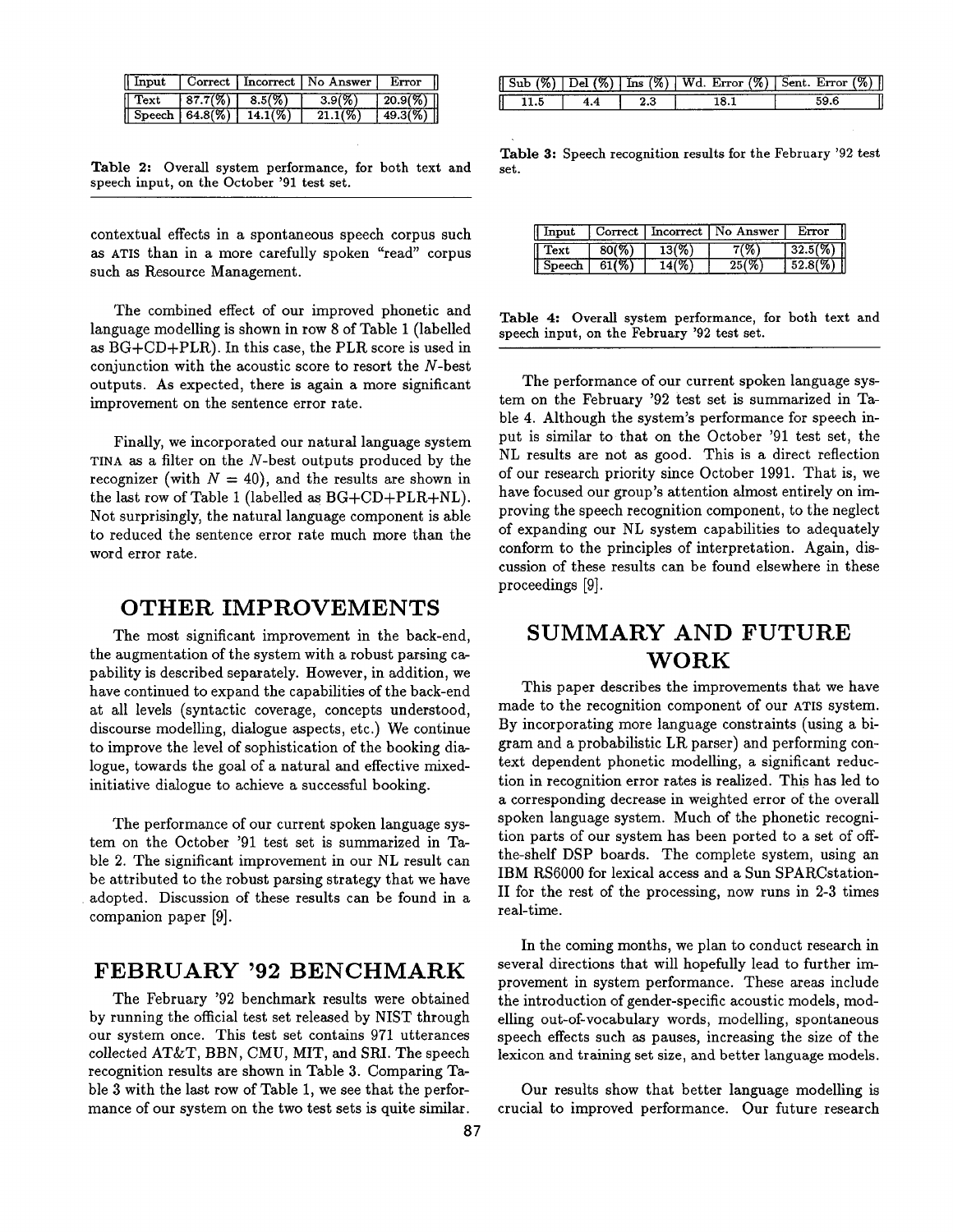| Input | Correct | Incorrect | No Answer | Error |
|---|---|---|---|---|
| Text | 87.7(%) | 8.5(%) | 3.9(%) | 20.9(%) |
| Speech | 64.8(%) | 14.1(%) | 21.1(%) | 49.3(%) |

**Table 2:** Overall system performance, for both text and speech input, on the October '91 test set.

contextual effects in a spontaneous speech corpus such as ATIS than in a more carefully spoken "read" corpus such as Resource Management.

The combined effect of our improved phonetic and language modelling is shown in row 8 of Table 1 (labelled as BG+CD+PLR). In this case, the PLR score is used in conjunction with the acoustic score to resort the $N$-best outputs. As expected, there is again a more significant improvement on the sentence error rate.

Finally, we incorporated our natural language system TINA as a filter on the $N$-best outputs produced by the recognizer (with $N = 40$), and the results are shown in the last row of Table 1 (labelled as BG+CD+PLR+NL). Not surprisingly, the natural language component is able to reduced the sentence error rate much more than the word error rate.

## OTHER IMPROVEMENTS

The most significant improvement in the back-end, the augmentation of the system with a robust parsing capability is described separately. However, in addition, we have continued to expand the capabilities of the back-end at all levels (syntactic coverage, concepts understood, discourse modelling, dialogue aspects, etc.) We continue to improve the level of sophistication of the booking dialogue, towards the goal of a natural and effective mixed-initiative dialogue to achieve a successful booking.

The performance of our current spoken language system on the October '91 test set is summarized in Table 2. The significant improvement in our NL result can be attributed to the robust parsing strategy that we have adopted. Discussion of these results can be found in a companion paper [9].

## FEBRUARY '92 BENCHMARK

The February '92 benchmark results were obtained by running the official test set released by NIST through our system once. This test set contains 971 utterances collected AT&T, BBN, CMU, MIT, and SRI. The speech recognition results are shown in Table 3. Comparing Table 3 with the last row of Table 1, we see that the performance of our system on the two test sets is quite similar.

| Sub (%) | Del (%) | Ins (%) | Wd. Error (%) | Sent. Error (%) |
|---|---|---|---|---|
| 11.5 | 4.4 | 2.3 | 18.1 | 59.6 |

**Table 3:** Speech recognition results for the February '92 test set.

| Input | Correct | Incorrect | No Answer | Error |
|---|---|---|---|---|
| Text | 80(%) | 13(%) | 7(%) | 32.5(%) |
| Speech | 61(%) | 14(%) | 25(%) | 52.8(%) |

**Table 4:** Overall system performance, for both text and speech input, on the February '92 test set.

The performance of our current spoken language system on the February '92 test set is summarized in Table 4. Although the system's performance for speech input is similar to that on the October '91 test set, the NL results are not as good. This is a direct reflection of our research priority since October 1991. That is, we have focused our group's attention almost entirely on improving the speech recognition component, to the neglect of expanding our NL system capabilities to adequately conform to the principles of interpretation. Again, discussion of these results can be found elsewhere in these proceedings [9].

## SUMMARY AND FUTURE WORK

This paper describes the improvements that we have made to the recognition component of our ATIS system. By incorporating more language constraints (using a bigram and a probabilistic LR parser) and performing context dependent phonetic modelling, a significant reduction in recognition error rates is realized. This has led to a corresponding decrease in weighted error of the overall spoken language system. Much of the phonetic recognition parts of our system has been ported to a set of off-the-shelf DSP boards. The complete system, using an IBM RS6000 for lexical access and a Sun SPARCstation-II for the rest of the processing, now runs in 2-3 times real-time.

In the coming months, we plan to conduct research in several directions that will hopefully lead to further improvement in system performance. These areas include the introduction of gender-specific acoustic models, modelling out-of-vocabulary words, modelling, spontaneous speech effects such as pauses, increasing the size of the lexicon and training set size, and better language models.

Our results show that better language modelling is crucial to improved performance. Our future research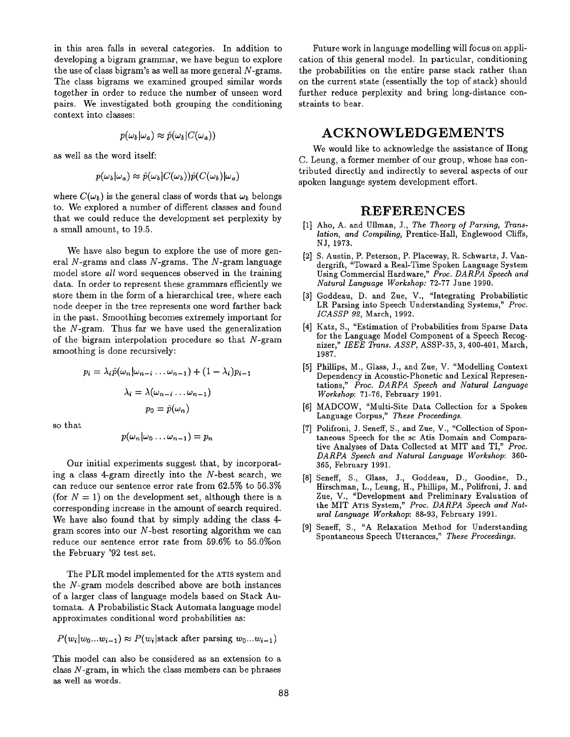in this area falls in several categories. In addition to developing a bigram grammar, we have begun to explore the use of class bigram's as well as more general $N$-grams. The class bigrams we examined grouped similar words together in order to reduce the number of unseen word pairs. We investigated both grouping the conditioning context into classes:

$$p(\omega_b|\omega_a) \approx \hat{p}(\omega_b|C(\omega_a))$$

as well as the word itself:

$$p(\omega_b|\omega_a) \approx \hat{p}(\omega_b|C(\omega_b))\hat{p}(C(\omega_b)|\omega_a)$$

where $C(\omega_b)$ is the general class of words that $\omega_b$ belongs to. We explored a number of different classes and found that we could reduce the development set perplexity by a small amount, to 19.5.

We have also begun to explore the use of more general $N$-grams and class $N$-grams. The $N$-gram language model store *all* word sequences observed in the training data. In order to represent these grammars efficiently we store them in the form of a hierarchical tree, where each node deeper in the tree represents one word farther back in the past. Smoothing becomes extremely important for the $N$-gram. Thus far we have used the generalization of the bigram interpolation procedure so that $N$-gram smoothing is done recursively:

$$p_i = \lambda_i \hat{p}(\omega_n|\omega_{n-i}\ldots\omega_{n-1}) + (1-\lambda_i)p_{i-1}$$

$$\lambda_i = \lambda(\omega_{n-i}\ldots\omega_{n-1})$$

$$p_0 = \hat{p}(\omega_n)$$

so that

$$p(\omega_n|\omega_0\ldots\omega_{n-1}) = p_n$$

Our initial experiments suggest that, by incorporating a class 4-gram directly into the $N$-best search, we can reduce our sentence error rate from 62.5% to 56.3% (for $N = 1$) on the development set, although there is a corresponding increase in the amount of search required. We have also found that by simply adding the class 4-gram scores into our $N$-best resorting algorithm we can reduce our sentence error rate from 59.6% to 56.0%on the February '92 test set.

The PLR model implemented for the ATIS system and the $N$-gram models described above are both instances of a larger class of language models based on Stack Automata. A Probabilistic Stack Automata language model approximates conditional word probabilities as:

$$P(w_i|w_0...w_{i-1}) \approx P(w_i|\text{stack after parsing } w_0...w_{i-1})$$

This model can also be considered as an extension to a class $N$-gram, in which the class members can be phrases as well as words.

Future work in language modelling will focus on application of this general model. In particular, conditioning the probabilities on the entire parse stack rather than on the current state (essentially the top of stack) should further reduce perplexity and bring long-distance constraints to bear.

## ACKNOWLEDGEMENTS

We would like to acknowledge the assistance of Hong C. Leung, a former member of our group, whose has contributed directly and indirectly to several aspects of our spoken language system development effort.

## REFERENCES

[1] Aho, A. and Ullman, J., *The Theory of Parsing, Translation, and Compiling*, Prentice-Hall, Englewood Cliffs, NJ, 1973.

[2] S. Austin, P. Peterson, P. Placeway, R. Schwartz, J. Vandergrift, "Toward a Real-Time Spoken Language System Using Commercial Hardware," *Proc. DARPA Speech and Natural Language Workshop:* 72-77 June 1990.

[3] Goddeau, D. and Zue, V., "Integrating Probabilistic LR Parsing into Speech Understanding Systems," *Proc. ICASSP 92*, March, 1992.

[4] Katz, S., "Estimation of Probabilities from Sparse Data for the Language Model Component of a Speech Recognizer," *IEEE Trans. ASSP*, ASSP-35, 3, 400-401, March, 1987.

[5] Phillips, M., Glass, J., and Zue, V. "Modelling Context Dependency in Acoustic-Phonetic and Lexical Representations," *Proc. DARPA Speech and Natural Language Workshop*: 71-76, February 1991.

[6] MADCOW, "Multi-Site Data Collection for a Spoken Language Corpus," *These Proceedings.*

[7] Polifroni, J. Seneff, S., and Zue, V., "Collection of Spontaneous Speech for the sc Atis Domain and Comparative Analyses of Data Collected at MIT and TI," *Proc. DARPA Speech and Natural Language Workshop*: 360-365, February 1991.

[8] Seneff, S., Glass, J., Goddeau, D., Goodine, D., Hirschman, L., Leung, H., Phillips, M., Polifroni, J. and Zue, V., "Development and Preliminary Evaluation of the MIT ATIS System," *Proc. DARPA Speech and Natural Language Workshop*: 88-93, February 1991.

[9] Seneff, S., "A Relaxation Method for Understanding Spontaneous Speech Utterances," *These Proceedings.*